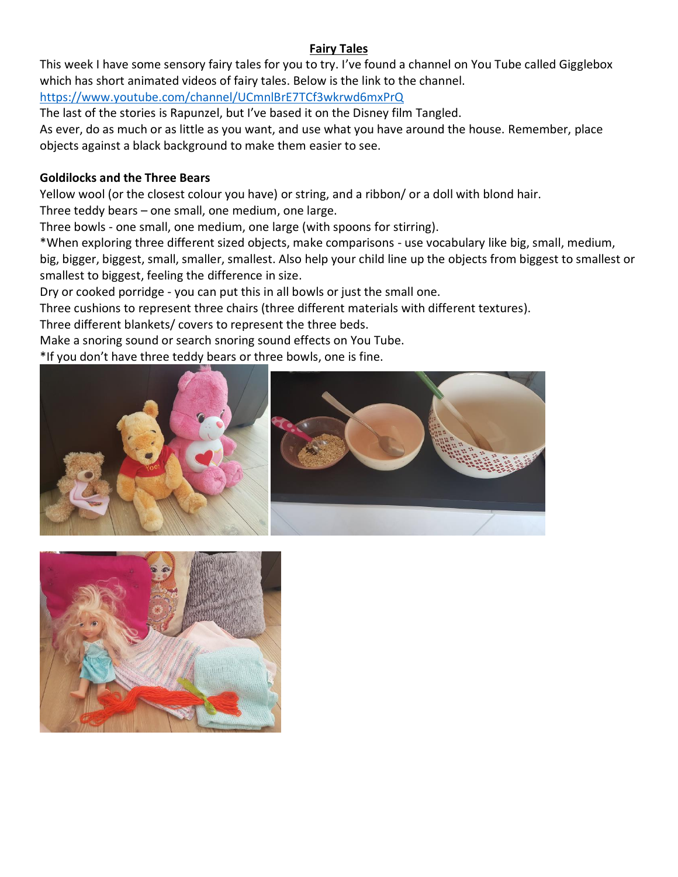# Fairy Tales

This week I have some sensory fairy tales for you to try. I've found a channel on You Tube called Gigglebox which has short animated videos of fairy tales. Below is the link to the channel.
https://www.youtube.com/channel/UCmnlBrE7TCf3wkrwd6mxPrQ
The last of the stories is Rapunzel, but I've based it on the Disney film Tangled.
As ever, do as much or as little as you want, and use what you have around the house. Remember, place objects against a black background to make them easier to see.

**Goldilocks and the Three Bears**

Yellow wool (or the closest colour you have) or string, and a ribbon/ or a doll with blond hair.
Three teddy bears – one small, one medium, one large.
Three bowls - one small, one medium, one large (with spoons for stirring).
*When exploring three different sized objects, make comparisons - use vocabulary like big, small, medium, big, bigger, biggest, small, smaller, smallest. Also help your child line up the objects from biggest to smallest or smallest to biggest, feeling the difference in size.
Dry or cooked porridge - you can put this in all bowls or just the small one.
Three cushions to represent three chairs (three different materials with different textures).
Three different blankets/ covers to represent the three beds.
Make a snoring sound or search snoring sound effects on You Tube.
*If you don't have three teddy bears or three bowls, one is fine.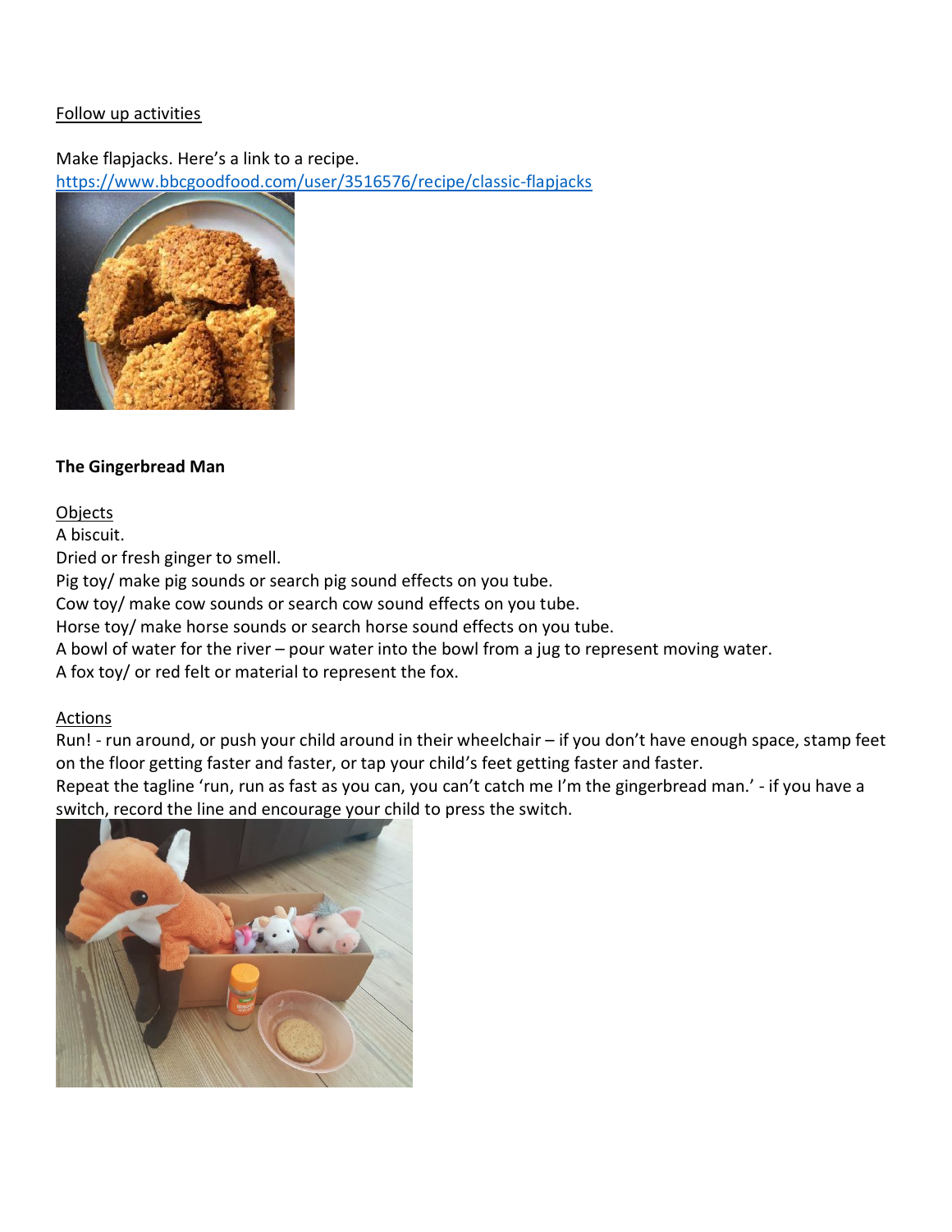Follow up activities

Make flapjacks. Here's a link to a recipe.
https://www.bbcgoodfood.com/user/3516576/recipe/classic-flapjacks

**The Gingerbread Man**

Objects

A biscuit.
Dried or fresh ginger to smell.
Pig toy/ make pig sounds or search pig sound effects on you tube.
Cow toy/ make cow sounds or search cow sound effects on you tube.
Horse toy/ make horse sounds or search horse sound effects on you tube.
A bowl of water for the river – pour water into the bowl from a jug to represent moving water.
A fox toy/ or red felt or material to represent the fox.

Actions

Run! - run around, or push your child around in their wheelchair – if you don't have enough space, stamp feet on the floor getting faster and faster, or tap your child's feet getting faster and faster.
Repeat the tagline 'run, run as fast as you can, you can't catch me I'm the gingerbread man.' - if you have a switch, record the line and encourage your child to press the switch.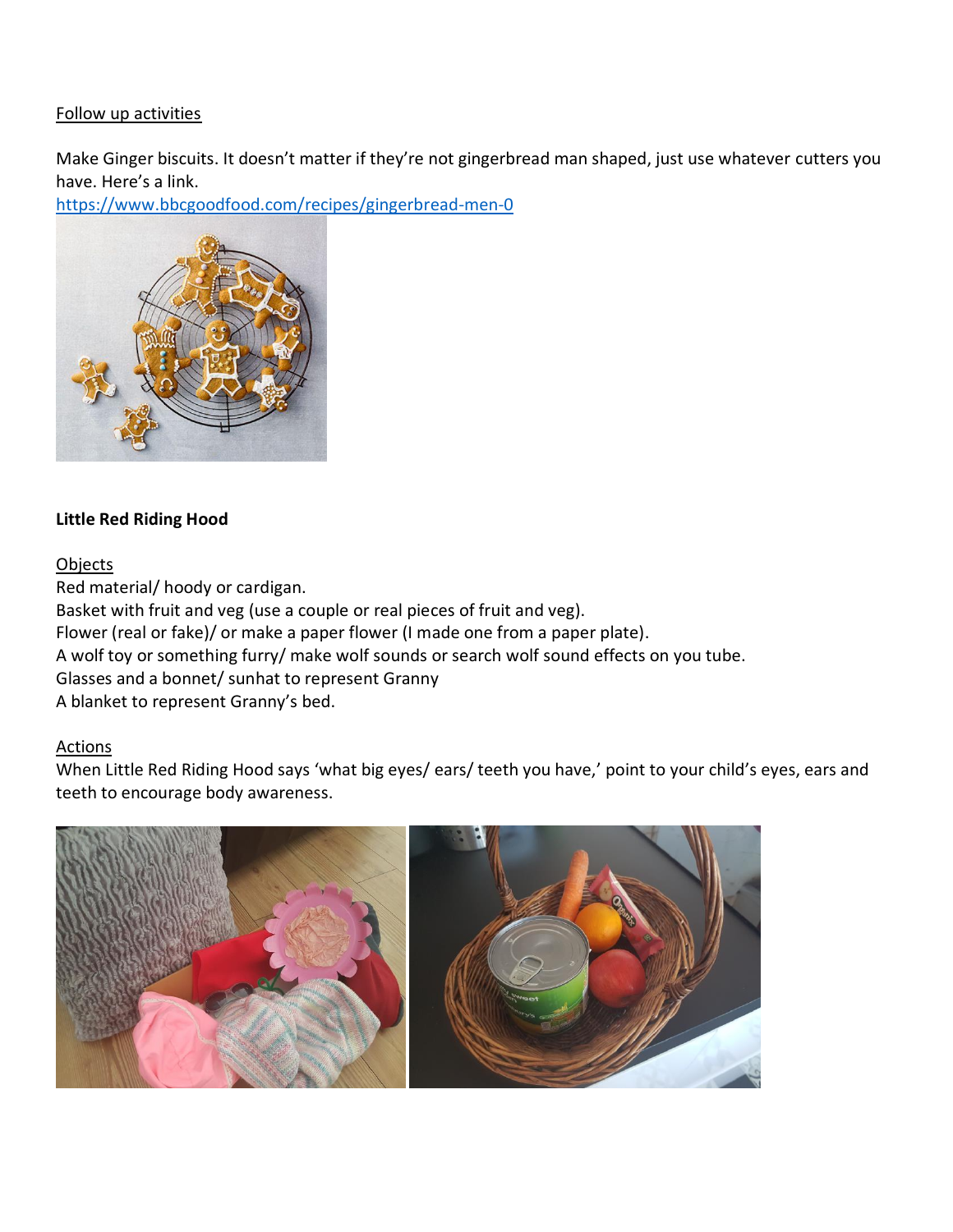Follow up activities

Make Ginger biscuits. It doesn't matter if they're not gingerbread man shaped, just use whatever cutters you have. Here's a link.
https://www.bbcgoodfood.com/recipes/gingerbread-men-0

**Little Red Riding Hood**

Objects

Red material/ hoody or cardigan.
Basket with fruit and veg (use a couple or real pieces of fruit and veg).
Flower (real or fake)/ or make a paper flower (I made one from a paper plate).
A wolf toy or something furry/ make wolf sounds or search wolf sound effects on you tube.
Glasses and a bonnet/ sunhat to represent Granny
A blanket to represent Granny's bed.

Actions

When Little Red Riding Hood says 'what big eyes/ ears/ teeth you have,' point to your child's eyes, ears and teeth to encourage body awareness.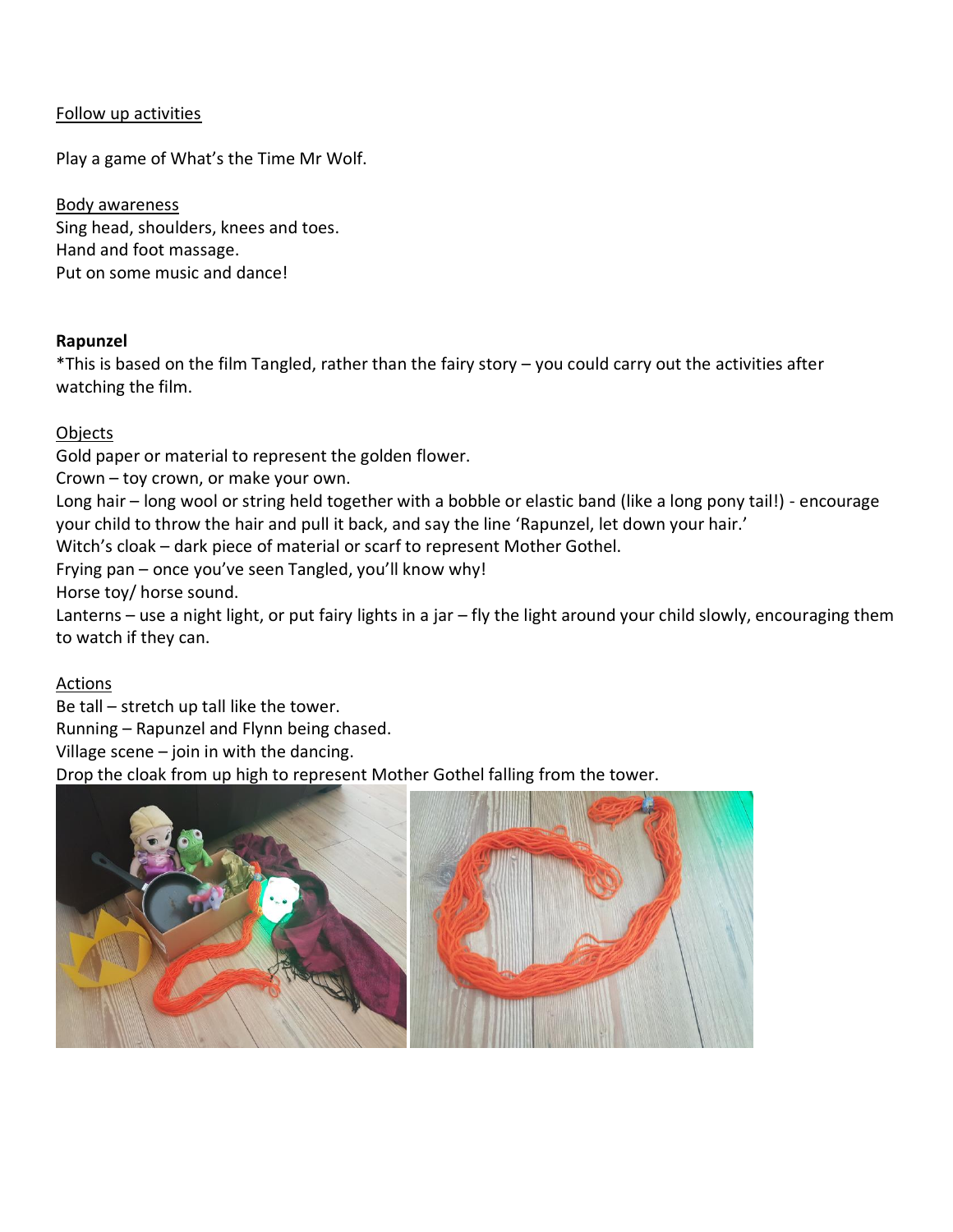Follow up activities

Play a game of What's the Time Mr Wolf.

Body awareness

Sing head, shoulders, knees and toes.
Hand and foot massage.
Put on some music and dance!

**Rapunzel**

*This is based on the film Tangled, rather than the fairy story – you could carry out the activities after watching the film.

Objects

Gold paper or material to represent the golden flower.
Crown – toy crown, or make your own.
Long hair – long wool or string held together with a bobble or elastic band (like a long pony tail!) - encourage your child to throw the hair and pull it back, and say the line 'Rapunzel, let down your hair.'
Witch's cloak – dark piece of material or scarf to represent Mother Gothel.
Frying pan – once you've seen Tangled, you'll know why!
Horse toy/ horse sound.
Lanterns – use a night light, or put fairy lights in a jar – fly the light around your child slowly, encouraging them to watch if they can.

Actions

Be tall – stretch up tall like the tower.
Running – Rapunzel and Flynn being chased.
Village scene – join in with the dancing.
Drop the cloak from up high to represent Mother Gothel falling from the tower.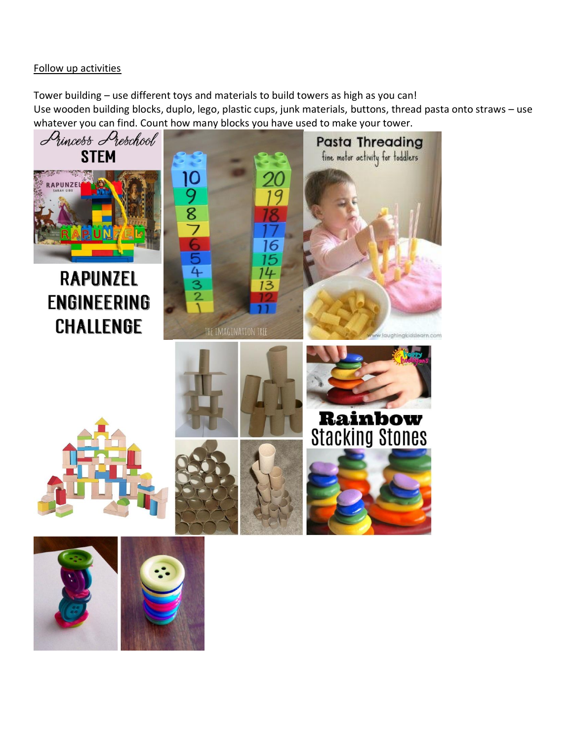Follow up activities

Tower building – use different toys and materials to build towers as high as you can!
Use wooden building blocks, duplo, lego, plastic cups, junk materials, buttons, thread pasta onto straws – use whatever you can find. Count how many blocks you have used to make your tower.